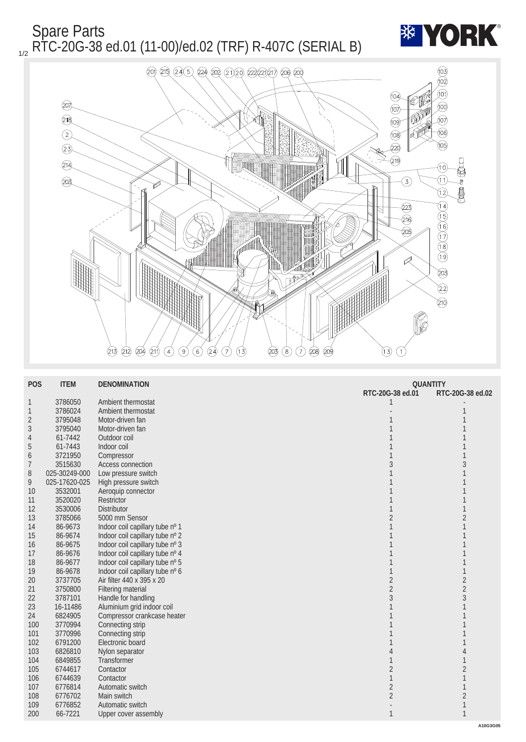# Spare Parts

## RTC-20G-38 ed.01 (11-00)/ed.02 (TRF) R-407C (SERIAL B)

| POS | ITEM | DENOMINATION | QUANTITY RTC-20G-38 ed.01 | QUANTITY RTC-20G-38 ed.02 |
|---|---|---|---|---|
| 1 | 3786050 | Ambient thermostat | 1 | - |
| 1 | 3786024 | Ambient thermostat | - | 1 |
| 2 | 3795048 | Motor-driven fan | 1 | 1 |
| 3 | 3795040 | Motor-driven fan | 1 | 1 |
| 4 | 61-7442 | Outdoor coil | 1 | 1 |
| 5 | 61-7443 | Indoor coil | 1 | 1 |
| 6 | 3721950 | Compressor | 1 | 1 |
| 7 | 3515630 | Access connection | 3 | 3 |
| 8 | 025-30249-000 | Low pressure switch | 1 | 1 |
| 9 | 025-17620-025 | High pressure switch | 1 | 1 |
| 10 | 3532001 | Aeroquip connector | 1 | 1 |
| 11 | 3520020 | Restrictor | 1 | 1 |
| 12 | 3530006 | Distributor | 1 | 1 |
| 13 | 3785066 | 5000 mm Sensor | 2 | 2 |
| 14 | 86-9673 | Indoor coil capillary tube nº 1 | 1 | 1 |
| 15 | 86-9674 | Indoor coil capillary tube nº 2 | 1 | 1 |
| 16 | 86-9675 | Indoor coil capillary tube nº 3 | 1 | 1 |
| 17 | 86-9676 | Indoor coil capillary tube nº 4 | 1 | 1 |
| 18 | 86-9677 | Indoor coil capillary tube nº 5 | 1 | 1 |
| 19 | 86-9678 | Indoor coil capillary tube nº 6 | 1 | 1 |
| 20 | 3737705 | Air filter 440 x 395 x 20 | 2 | 2 |
| 21 | 3750800 | Filtering material | 2 | 2 |
| 22 | 3787101 | Handle for handling | 3 | 3 |
| 23 | 16-11486 | Aluminium grid indoor coil | 1 | 1 |
| 24 | 6824905 | Compressor crankcase heater | 1 | 1 |
| 100 | 3770994 | Connecting strip | 1 | 1 |
| 101 | 3770996 | Connecting strip | 1 | 1 |
| 102 | 6791200 | Electronic board | 1 | 1 |
| 103 | 6826810 | Nylon separator | 4 | 4 |
| 104 | 6849855 | Transformer | 1 | 1 |
| 105 | 6744617 | Contactor | 2 | 2 |
| 106 | 6744639 | Contactor | 1 | 1 |
| 107 | 6776814 | Automatic switch | 2 | 1 |
| 108 | 6776702 | Main switch | 2 | 2 |
| 109 | 6776852 | Automatic switch | - | 1 |
| 200 | 66-7221 | Upper cover assembly | 1 | 1 |

A10G3G05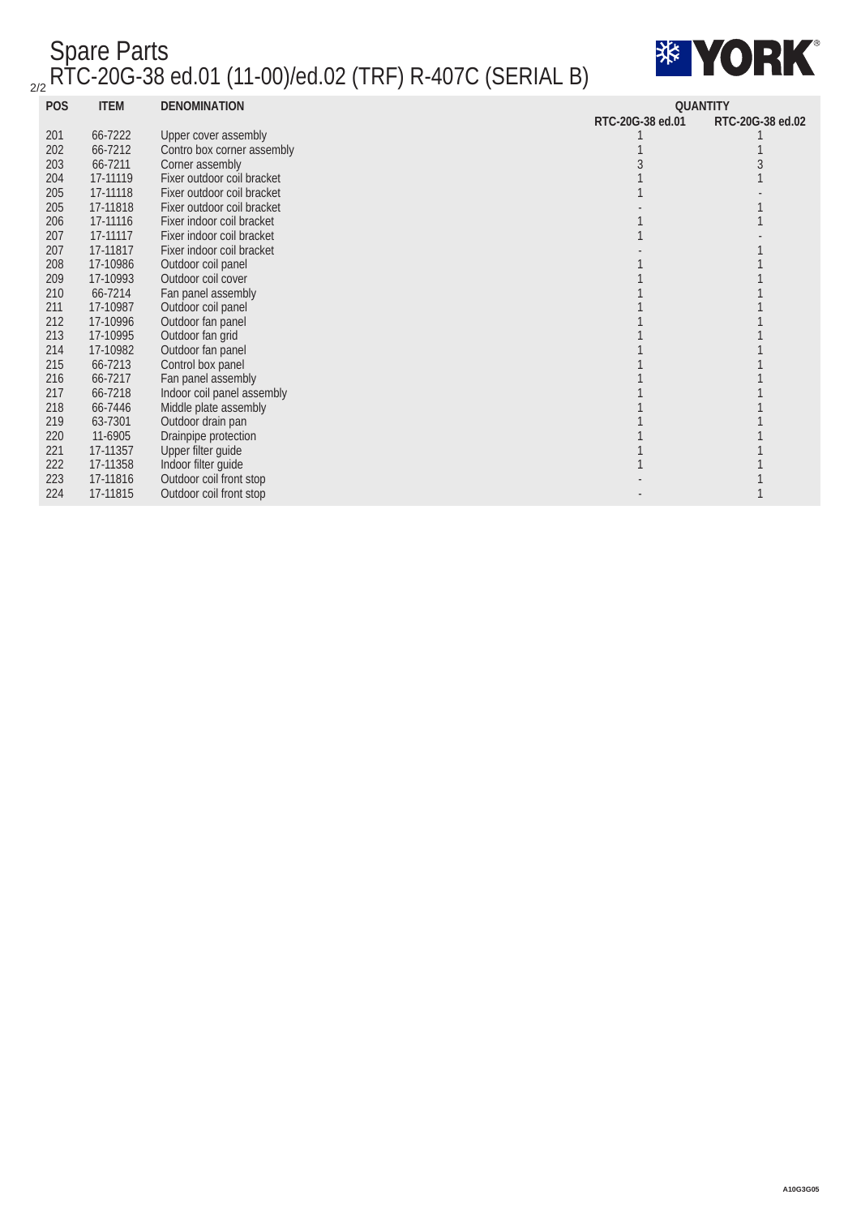# Spare Parts

## RTC-20G-38 ed.01 (11-00)/ed.02 (TRF) R-407C (SERIAL B)

| POS | ITEM | DENOMINATION | QUANTITY | |
|---|---|---|---|---|
| | | | RTC-20G-38 ed.01 | RTC-20G-38 ed.02 |
| 201 | 66-7222 | Upper cover assembly | 1 | 1 |
| 202 | 66-7212 | Contro box corner assembly | 1 | 1 |
| 203 | 66-7211 | Corner assembly | 3 | 3 |
| 204 | 17-11119 | Fixer outdoor coil bracket | 1 | 1 |
| 205 | 17-11118 | Fixer outdoor coil bracket | 1 | - |
| 205 | 17-11818 | Fixer outdoor coil bracket | - | 1 |
| 206 | 17-11116 | Fixer indoor coil bracket | 1 | 1 |
| 207 | 17-11117 | Fixer indoor coil bracket | 1 | - |
| 207 | 17-11817 | Fixer indoor coil bracket | - | 1 |
| 208 | 17-10986 | Outdoor coil panel | 1 | 1 |
| 209 | 17-10993 | Outdoor coil cover | 1 | 1 |
| 210 | 66-7214 | Fan panel assembly | 1 | 1 |
| 211 | 17-10987 | Outdoor coil panel | 1 | 1 |
| 212 | 17-10996 | Outdoor fan panel | 1 | 1 |
| 213 | 17-10995 | Outdoor fan grid | 1 | 1 |
| 214 | 17-10982 | Outdoor fan panel | 1 | 1 |
| 215 | 66-7213 | Control box panel | 1 | 1 |
| 216 | 66-7217 | Fan panel assembly | 1 | 1 |
| 217 | 66-7218 | Indoor coil panel assembly | 1 | 1 |
| 218 | 66-7446 | Middle plate assembly | 1 | 1 |
| 219 | 63-7301 | Outdoor drain pan | 1 | 1 |
| 220 | 11-6905 | Drainpipe protection | 1 | 1 |
| 221 | 17-11357 | Upper filter guide | 1 | 1 |
| 222 | 17-11358 | Indoor filter guide | 1 | 1 |
| 223 | 17-11816 | Outdoor coil front stop | - | 1 |
| 224 | 17-11815 | Outdoor coil front stop | - | 1 |

A10G3G05